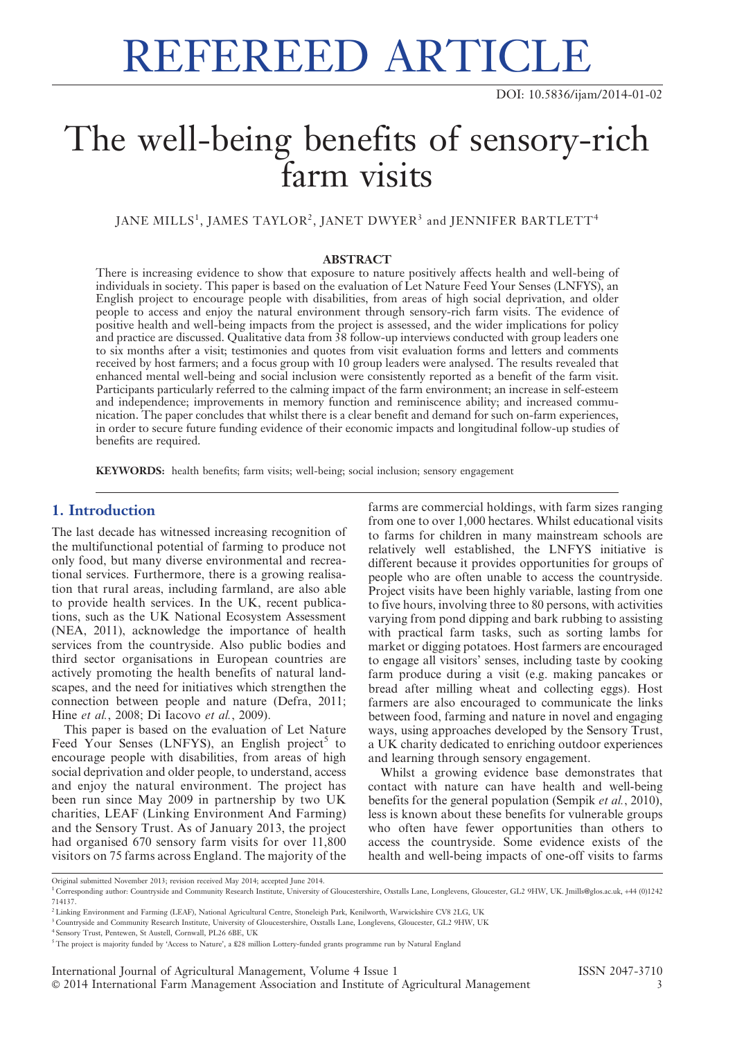REFEREED ARTICLE

DOI: 10.5836/ijam/2014-01-02

# The well-being benefits of sensory-rich farm visits

JANE MILLS[1], JAMES TAYLOR[2], JANET DWYER[3] and JENNIFER BARTLETT[4]

### ABSTRACT

There is increasing evidence to show that exposure to nature positively affects health and well-being of individuals in society. This paper is based on the evaluation of Let Nature Feed Your Senses (LNFYS), an English project to encourage people with disabilities, from areas of high social deprivation, and older people to access and enjoy the natural environment through sensory-rich farm visits. The evidence of positive health and well-being impacts from the project is assessed, and the wider implications for policy and practice are discussed. Qualitative data from 38 follow-up interviews conducted with group leaders one to six months after a visit; testimonies and quotes from visit evaluation forms and letters and comments received by host farmers; and a focus group with 10 group leaders were analysed. The results revealed that enhanced mental well-being and social inclusion were consistently reported as a benefit of the farm visit. Participants particularly referred to the calming impact of the farm environment; an increase in self-esteem and independence; improvements in memory function and reminiscence ability; and increased communication. The paper concludes that whilst there is a clear benefit and demand for such on-farm experiences, in order to secure future funding evidence of their economic impacts and longitudinal follow-up studies of benefits are required.

**KEYWORDS:** health benefits; farm visits; well-being; social inclusion; sensory engagement

## 1. Introduction

The last decade has witnessed increasing recognition of the multifunctional potential of farming to produce not only food, but many diverse environmental and recreational services. Furthermore, there is a growing realisation that rural areas, including farmland, are also able to provide health services. In the UK, recent publications, such as the UK National Ecosystem Assessment (NEA, 2011), acknowledge the importance of health services from the countryside. Also public bodies and third sector organisations in European countries are actively promoting the health benefits of natural landscapes, and the need for initiatives which strengthen the connection between people and nature (Defra, 2011; Hine *et al.*, 2008; Di Iacovo *et al.*, 2009).

This paper is based on the evaluation of Let Nature Feed Your Senses (LNFYS), an English project[5] to encourage people with disabilities, from areas of high social deprivation and older people, to understand, access and enjoy the natural environment. The project has been run since May 2009 in partnership by two UK charities, LEAF (Linking Environment And Farming) and the Sensory Trust. As of January 2013, the project had organised 670 sensory farm visits for over 11,800 visitors on 75 farms across England. The majority of the farms are commercial holdings, with farm sizes ranging from one to over 1,000 hectares. Whilst educational visits to farms for children in many mainstream schools are relatively well established, the LNFYS initiative is different because it provides opportunities for groups of people who are often unable to access the countryside. Project visits have been highly variable, lasting from one to five hours, involving three to 80 persons, with activities varying from pond dipping and bark rubbing to assisting with practical farm tasks, such as sorting lambs for market or digging potatoes. Host farmers are encouraged to engage all visitors' senses, including taste by cooking farm produce during a visit (e.g. making pancakes or bread after milling wheat and collecting eggs). Host farmers are also encouraged to communicate the links between food, farming and nature in novel and engaging ways, using approaches developed by the Sensory Trust, a UK charity dedicated to enriching outdoor experiences and learning through sensory engagement.

Whilst a growing evidence base demonstrates that contact with nature can have health and well-being benefits for the general population (Sempik *et al.*, 2010), less is known about these benefits for vulnerable groups who often have fewer opportunities than others to access the countryside. Some evidence exists of the health and well-being impacts of one-off visits to farms

---

Original submitted November 2013; revision received May 2014; accepted June 2014.

[1] Corresponding author: Countryside and Community Research Institute, University of Gloucestershire, Oxstalls Lane, Longlevens, Gloucester, GL2 9HW, UK. Jmills@glos.ac.uk, +44 (0)1242 714137.

[2] Linking Environment and Farming (LEAF), National Agricultural Centre, Stoneleigh Park, Kenilworth, Warwickshire CV8 2LG, UK

[3] Countryside and Community Research Institute, University of Gloucestershire, Oxstalls Lane, Longlevens, Gloucester, GL2 9HW, UK

[4] Sensory Trust, Pentewen, St Austell, Cornwall, PL26 6BE, UK

[5] The project is majority funded by 'Access to Nature', a £28 million Lottery-funded grants programme run by Natural England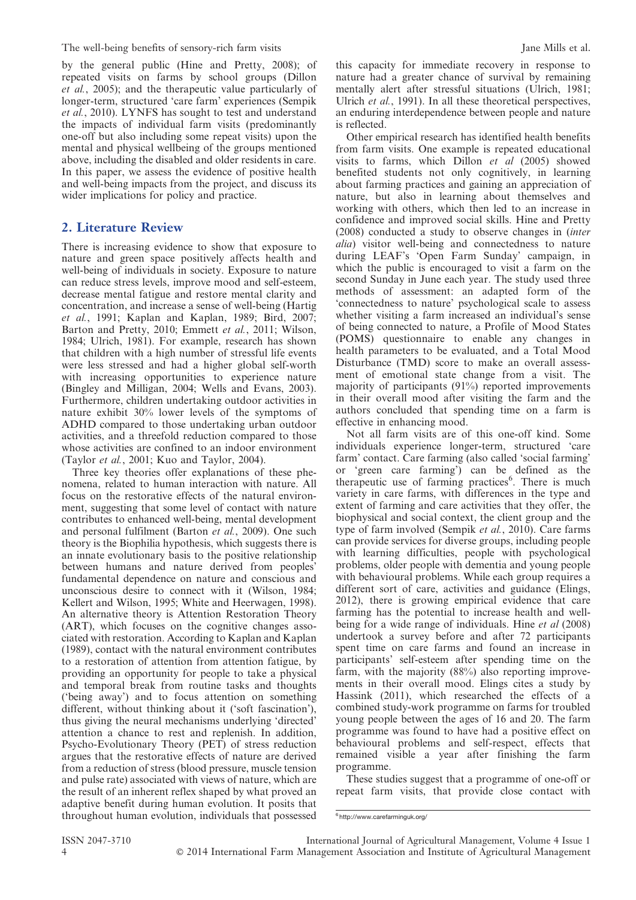by the general public (Hine and Pretty, 2008); of repeated visits on farms by school groups (Dillon *et al.*, 2005); and the therapeutic value particularly of longer-term, structured 'care farm' experiences (Sempik *et al.*, 2010). LYNFS has sought to test and understand the impacts of individual farm visits (predominantly one-off but also including some repeat visits) upon the mental and physical wellbeing of the groups mentioned above, including the disabled and older residents in care. In this paper, we assess the evidence of positive health and well-being impacts from the project, and discuss its wider implications for policy and practice.

## 2. Literature Review

There is increasing evidence to show that exposure to nature and green space positively affects health and well-being of individuals in society. Exposure to nature can reduce stress levels, improve mood and self-esteem, decrease mental fatigue and restore mental clarity and concentration, and increase a sense of well-being (Hartig *et al.*, 1991; Kaplan and Kaplan, 1989; Bird, 2007; Barton and Pretty, 2010; Emmett *et al.*, 2011; Wilson, 1984; Ulrich, 1981). For example, research has shown that children with a high number of stressful life events were less stressed and had a higher global self-worth with increasing opportunities to experience nature (Bingley and Milligan, 2004; Wells and Evans, 2003). Furthermore, children undertaking outdoor activities in nature exhibit 30% lower levels of the symptoms of ADHD compared to those undertaking urban outdoor activities, and a threefold reduction compared to those whose activities are confined to an indoor environment (Taylor *et al.*, 2001; Kuo and Taylor, 2004).

Three key theories offer explanations of these phenomena, related to human interaction with nature. All focus on the restorative effects of the natural environment, suggesting that some level of contact with nature contributes to enhanced well-being, mental development and personal fulfilment (Barton *et al.*, 2009). One such theory is the Biophilia hypothesis, which suggests there is an innate evolutionary basis to the positive relationship between humans and nature derived from peoples' fundamental dependence on nature and conscious and unconscious desire to connect with it (Wilson, 1984; Kellert and Wilson, 1995; White and Heerwagen, 1998). An alternative theory is Attention Restoration Theory (ART), which focuses on the cognitive changes associated with restoration. According to Kaplan and Kaplan (1989), contact with the natural environment contributes to a restoration of attention from attention fatigue, by providing an opportunity for people to take a physical and temporal break from routine tasks and thoughts ('being away') and to focus attention on something different, without thinking about it ('soft fascination'), thus giving the neural mechanisms underlying 'directed' attention a chance to rest and replenish. In addition, Psycho-Evolutionary Theory (PET) of stress reduction argues that the restorative effects of nature are derived from a reduction of stress (blood pressure, muscle tension and pulse rate) associated with views of nature, which are the result of an inherent reflex shaped by what proved an adaptive benefit during human evolution. It posits that throughout human evolution, individuals that possessed this capacity for immediate recovery in response to nature had a greater chance of survival by remaining mentally alert after stressful situations (Ulrich, 1981; Ulrich *et al.*, 1991). In all these theoretical perspectives, an enduring interdependence between people and nature is reflected.

Other empirical research has identified health benefits from farm visits. One example is repeated educational visits to farms, which Dillon *et al* (2005) showed benefited students not only cognitively, in learning about farming practices and gaining an appreciation of nature, but also in learning about themselves and working with others, which then led to an increase in confidence and improved social skills. Hine and Pretty (2008) conducted a study to observe changes in (*inter alia*) visitor well-being and connectedness to nature during LEAF's 'Open Farm Sunday' campaign, in which the public is encouraged to visit a farm on the second Sunday in June each year. The study used three methods of assessment: an adapted form of the 'connectedness to nature' psychological scale to assess whether visiting a farm increased an individual's sense of being connected to nature, a Profile of Mood States (POMS) questionnaire to enable any changes in health parameters to be evaluated, and a Total Mood Disturbance (TMD) score to make an overall assessment of emotional state change from a visit. The majority of participants (91%) reported improvements in their overall mood after visiting the farm and the authors concluded that spending time on a farm is effective in enhancing mood.

Not all farm visits are of this one-off kind. Some individuals experience longer-term, structured 'care farm' contact. Care farming (also called 'social farming' or 'green care farming') can be defined as the therapeutic use of farming practices[6]. There is much variety in care farms, with differences in the type and extent of farming and care activities that they offer, the biophysical and social context, the client group and the type of farm involved (Sempik *et al.*, 2010). Care farms can provide services for diverse groups, including people with learning difficulties, people with psychological problems, older people with dementia and young people with behavioural problems. While each group requires a different sort of care, activities and guidance (Elings, 2012), there is growing empirical evidence that care farming has the potential to increase health and well-being for a wide range of individuals. Hine *et al* (2008) undertook a survey before and after 72 participants spent time on care farms and found an increase in participants' self-esteem after spending time on the farm, with the majority (88%) also reporting improvements in their overall mood. Elings cites a study by Hassink (2011), which researched the effects of a combined study-work programme on farms for troubled young people between the ages of 16 and 20. The farm programme was found to have had a positive effect on behavioural problems and self-respect, effects that remained visible a year after finishing the farm programme.

These studies suggest that a programme of one-off or repeat farm visits, that provide close contact with

[6] http://www.carefarminguk.org/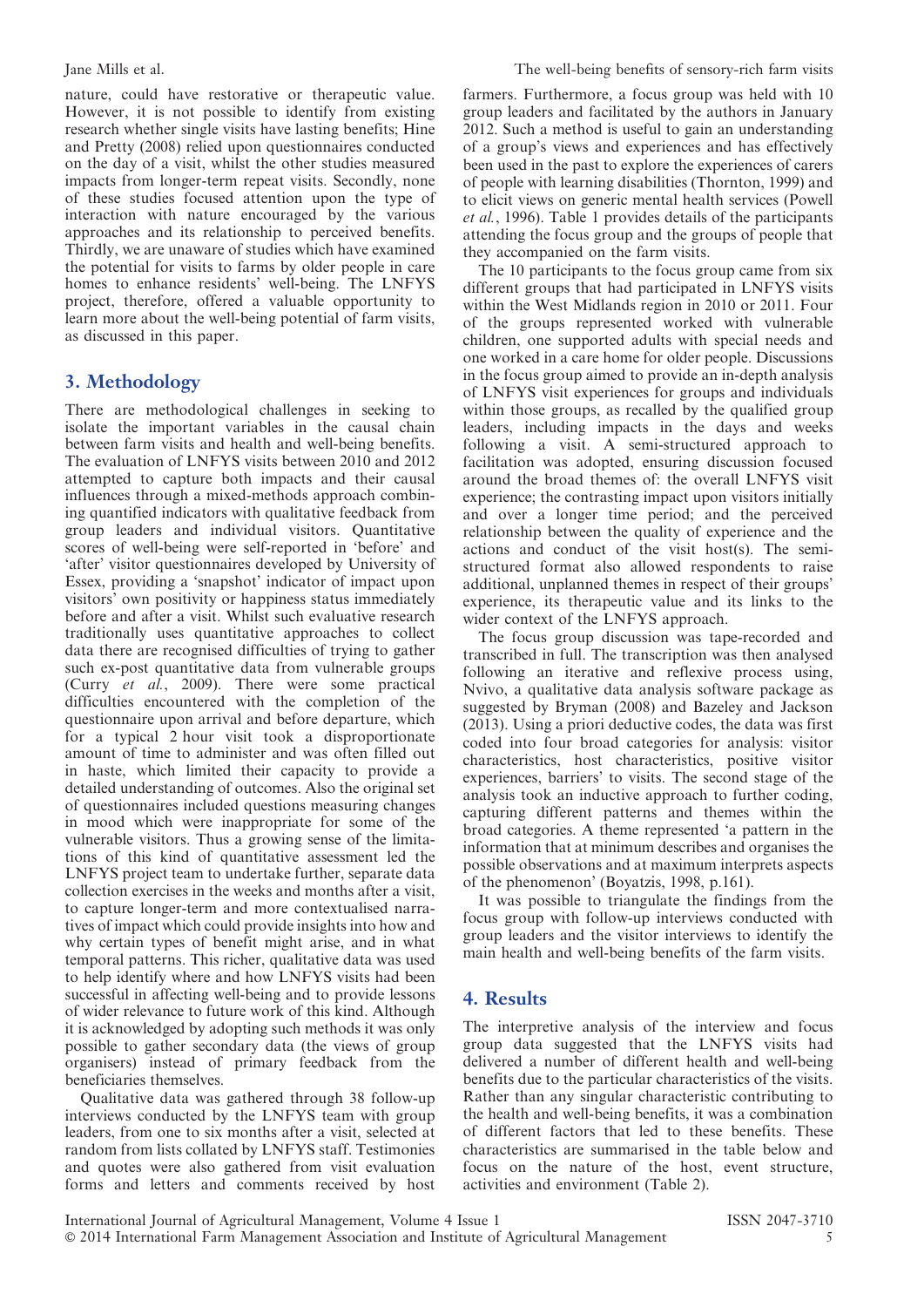nature, could have restorative or therapeutic value. However, it is not possible to identify from existing research whether single visits have lasting benefits; Hine and Pretty (2008) relied upon questionnaires conducted on the day of a visit, whilst the other studies measured impacts from longer-term repeat visits. Secondly, none of these studies focused attention upon the type of interaction with nature encouraged by the various approaches and its relationship to perceived benefits. Thirdly, we are unaware of studies which have examined the potential for visits to farms by older people in care homes to enhance residents' well-being. The LNFYS project, therefore, offered a valuable opportunity to learn more about the well-being potential of farm visits, as discussed in this paper.

## 3. Methodology

There are methodological challenges in seeking to isolate the important variables in the causal chain between farm visits and health and well-being benefits. The evaluation of LNFYS visits between 2010 and 2012 attempted to capture both impacts and their causal influences through a mixed-methods approach combining quantified indicators with qualitative feedback from group leaders and individual visitors. Quantitative scores of well-being were self-reported in 'before' and 'after' visitor questionnaires developed by University of Essex, providing a 'snapshot' indicator of impact upon visitors' own positivity or happiness status immediately before and after a visit. Whilst such evaluative research traditionally uses quantitative approaches to collect data there are recognised difficulties of trying to gather such ex-post quantitative data from vulnerable groups (Curry *et al.*, 2009). There were some practical difficulties encountered with the completion of the questionnaire upon arrival and before departure, which for a typical 2 hour visit took a disproportionate amount of time to administer and was often filled out in haste, which limited their capacity to provide a detailed understanding of outcomes. Also the original set of questionnaires included questions measuring changes in mood which were inappropriate for some of the vulnerable visitors. Thus a growing sense of the limitations of this kind of quantitative assessment led the LNFYS project team to undertake further, separate data collection exercises in the weeks and months after a visit, to capture longer-term and more contextualised narratives of impact which could provide insights into how and why certain types of benefit might arise, and in what temporal patterns. This richer, qualitative data was used to help identify where and how LNFYS visits had been successful in affecting well-being and to provide lessons of wider relevance to future work of this kind. Although it is acknowledged by adopting such methods it was only possible to gather secondary data (the views of group organisers) instead of primary feedback from the beneficiaries themselves.

Qualitative data was gathered through 38 follow-up interviews conducted by the LNFYS team with group leaders, from one to six months after a visit, selected at random from lists collated by LNFYS staff. Testimonies and quotes were also gathered from visit evaluation forms and letters and comments received by host farmers. Furthermore, a focus group was held with 10 group leaders and facilitated by the authors in January 2012. Such a method is useful to gain an understanding of a group's views and experiences and has effectively been used in the past to explore the experiences of carers of people with learning disabilities (Thornton, 1999) and to elicit views on generic mental health services (Powell *et al.*, 1996). Table 1 provides details of the participants attending the focus group and the groups of people that they accompanied on the farm visits.

The 10 participants to the focus group came from six different groups that had participated in LNFYS visits within the West Midlands region in 2010 or 2011. Four of the groups represented worked with vulnerable children, one supported adults with special needs and one worked in a care home for older people. Discussions in the focus group aimed to provide an in-depth analysis of LNFYS visit experiences for groups and individuals within those groups, as recalled by the qualified group leaders, including impacts in the days and weeks following a visit. A semi-structured approach to facilitation was adopted, ensuring discussion focused around the broad themes of: the overall LNFYS visit experience; the contrasting impact upon visitors initially and over a longer time period; and the perceived relationship between the quality of experience and the actions and conduct of the visit host(s). The semi-structured format also allowed respondents to raise additional, unplanned themes in respect of their groups' experience, its therapeutic value and its links to the wider context of the LNFYS approach.

The focus group discussion was tape-recorded and transcribed in full. The transcription was then analysed following an iterative and reflexive process using, Nvivo, a qualitative data analysis software package as suggested by Bryman (2008) and Bazeley and Jackson (2013). Using a priori deductive codes, the data was first coded into four broad categories for analysis: visitor characteristics, host characteristics, positive visitor experiences, barriers' to visits. The second stage of the analysis took an inductive approach to further coding, capturing different patterns and themes within the broad categories. A theme represented 'a pattern in the information that at minimum describes and organises the possible observations and at maximum interprets aspects of the phenomenon' (Boyatzis, 1998, p.161).

It was possible to triangulate the findings from the focus group with follow-up interviews conducted with group leaders and the visitor interviews to identify the main health and well-being benefits of the farm visits.

## 4. Results

The interpretive analysis of the interview and focus group data suggested that the LNFYS visits had delivered a number of different health and well-being benefits due to the particular characteristics of the visits. Rather than any singular characteristic contributing to the health and well-being benefits, it was a combination of different factors that led to these benefits. These characteristics are summarised in the table below and focus on the nature of the host, event structure, activities and environment (Table 2).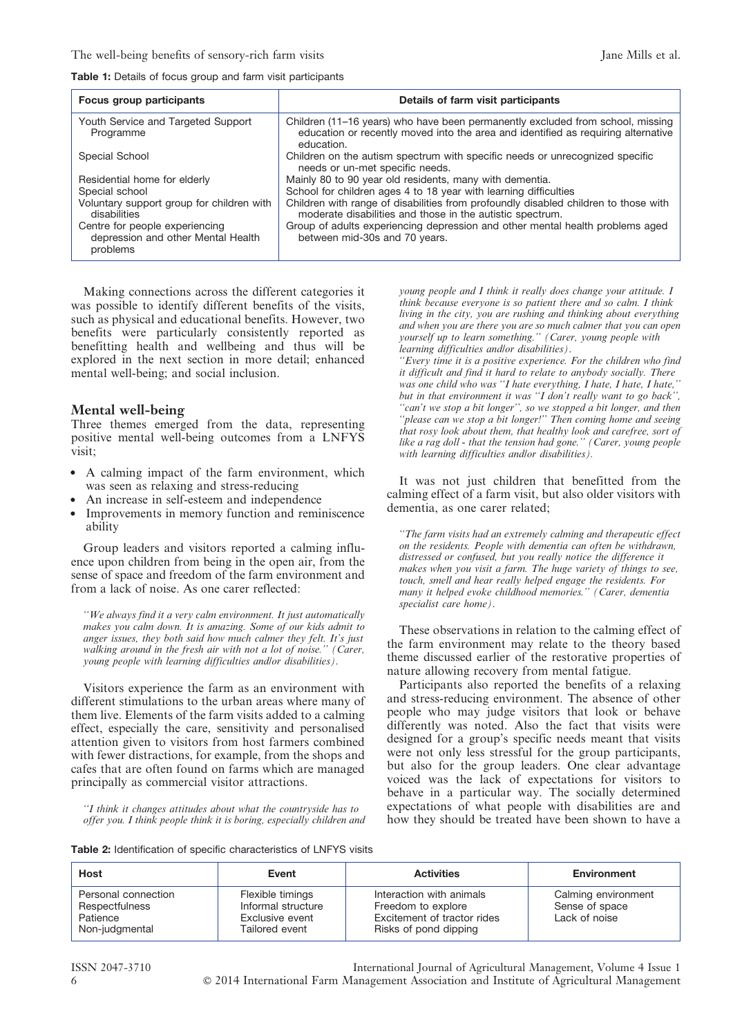**Table 1:** Details of focus group and farm visit participants

| Focus group participants | Details of farm visit participants |
| --- | --- |
| Youth Service and Targeted Support Programme | Children (11–16 years) who have been permanently excluded from school, missing education or recently moved into the area and identified as requiring alternative education. |
| Special School | Children on the autism spectrum with specific needs or unrecognized specific needs or un-met specific needs. |
| Residential home for elderly | Mainly 80 to 90 year old residents, many with dementia. |
| Special school | School for children ages 4 to 18 year with learning difficulties |
| Voluntary support group for children with disabilities | Children with range of disabilities from profoundly disabled children to those with moderate disabilities and those in the autistic spectrum. |
| Centre for people experiencing depression and other Mental Health problems | Group of adults experiencing depression and other mental health problems aged between mid-30s and 70 years. |

Making connections across the different categories it was possible to identify different benefits of the visits, such as physical and educational benefits. However, two benefits were particularly consistently reported as benefitting health and wellbeing and thus will be explored in the next section in more detail; enhanced mental well-being; and social inclusion.

## Mental well-being

Three themes emerged from the data, representing positive mental well-being outcomes from a LNFYS visit;

- A calming impact of the farm environment, which was seen as relaxing and stress-reducing
- An increase in self-esteem and independence
- Improvements in memory function and reminiscence ability

Group leaders and visitors reported a calming influence upon children from being in the open air, from the sense of space and freedom of the farm environment and from a lack of noise. As one carer reflected:

> *"We always find it a very calm environment. It just automatically makes you calm down. It is amazing. Some of our kids admit to anger issues, they both said how much calmer they felt. It's just walking around in the fresh air with not a lot of noise." (Carer, young people with learning difficulties and/or disabilities).*

Visitors experience the farm as an environment with different stimulations to the urban areas where many of them live. Elements of the farm visits added to a calming effect, especially the care, sensitivity and personalised attention given to visitors from host farmers combined with fewer distractions, for example, from the shops and cafes that are often found on farms which are managed principally as commercial visitor attractions.

> *"I think it changes attitudes about what the countryside has to offer you. I think people think it is boring, especially children and young people and I think it really does change your attitude. I think because everyone is so patient there and so calm. I think living in the city, you are rushing and thinking about everything and when you are there you are so much calmer that you can open yourself up to learn something." (Carer, young people with learning difficulties and/or disabilities).*
>
> *"Every time it is a positive experience. For the children who find it difficult and find it hard to relate to anybody socially. There was one child who was "I hate everything, I hate, I hate, I hate," but in that environment it was "I don't really want to go back", "can't we stop a bit longer", so we stopped a bit longer, and then "please can we stop a bit longer!" Then coming home and seeing that rosy look about them, that healthy look and carefree, sort of like a rag doll - that the tension had gone." (Carer, young people with learning difficulties and/or disabilities).*

It was not just children that benefitted from the calming effect of a farm visit, but also older visitors with dementia, as one carer related;

> *"The farm visits had an extremely calming and therapeutic effect on the residents. People with dementia can often be withdrawn, distressed or confused, but you really notice the difference it makes when you visit a farm. The huge variety of things to see, touch, smell and hear really helped engage the residents. For many it helped evoke childhood memories." (Carer, dementia specialist care home).*

These observations in relation to the calming effect of the farm environment may relate to the theory based theme discussed earlier of the restorative properties of nature allowing recovery from mental fatigue.

Participants also reported the benefits of a relaxing and stress-reducing environment. The absence of other people who may judge visitors that look or behave differently was noted. Also the fact that visits were designed for a group's specific needs meant that visits were not only less stressful for the group participants, but also for the group leaders. One clear advantage voiced was the lack of expectations for visitors to behave in a particular way. The socially determined expectations of what people with disabilities are and how they should be treated have been shown to have a

**Table 2:** Identification of specific characteristics of LNFYS visits

| Host | Event | Activities | Environment |
| --- | --- | --- | --- |
| Personal connection | Flexible timings | Interaction with animals | Calming environment |
| Respectfulness | Informal structure | Freedom to explore | Sense of space |
| Patience | Exclusive event | Excitement of tractor rides | Lack of noise |
| Non-judgmental | Tailored event | Risks of pond dipping | |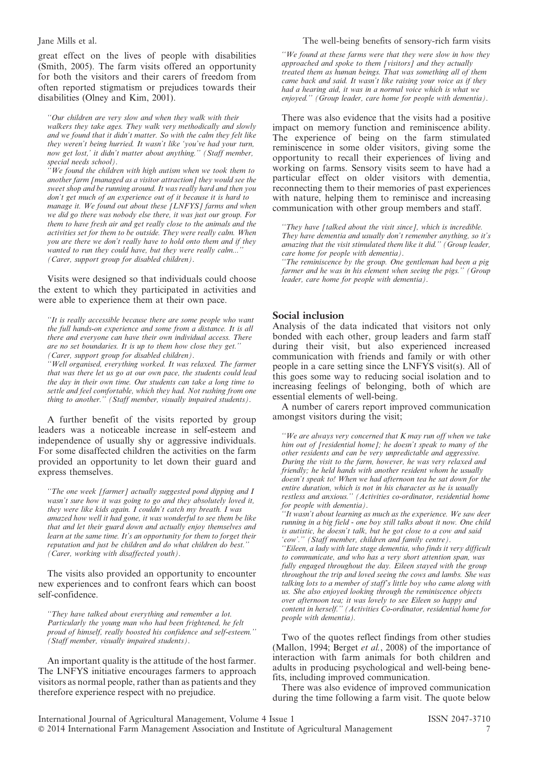great effect on the lives of people with disabilities (Smith, 2005). The farm visits offered an opportunity for both the visitors and their carers of freedom from often reported stigmatism or prejudices towards their disabilities (Olney and Kim, 2001).

> *"Our children are very slow and when they walk with their walkers they take ages. They walk very methodically and slowly and we found that it didn't matter. So with the calm they felt like they weren't being hurried. It wasn't like 'you've had your turn, now get lost,' it didn't matter about anything." (Staff member, special needs school).*

> *"We found the children with high autism when we took them to another farm [managed as a visitor attraction] they would see the sweet shop and be running around. It was really hard and then you don't get much of an experience out of it because it is hard to manage it. We found out about these [LNFYS] farms and when we did go there was nobody else there, it was just our group. For them to have fresh air and get really close to the animals and the activities set for them to be outside. They were really calm. When you are there we don't really have to hold onto them and if they wanted to run they could have, but they were really calm..." (Carer, support group for disabled children).*

Visits were designed so that individuals could choose the extent to which they participated in activities and were able to experience them at their own pace.

> *"It is really accessible because there are some people who want the full hands-on experience and some from a distance. It is all there and everyone can have their own individual access. There are no set boundaries. It is up to them how close they get." (Carer, support group for disabled children).*

> *"Well organised, everything worked. It was relaxed. The farmer that was there let us go at our own pace, the students could lead the day in their own time. Our students can take a long time to settle and feel comfortable, which they had. Not rushing from one thing to another." (Staff member, visually impaired students).*

A further benefit of the visits reported by group leaders was a noticeable increase in self-esteem and independence of usually shy or aggressive individuals. For some disaffected children the activities on the farm provided an opportunity to let down their guard and express themselves.

> *"The one week [farmer] actually suggested pond dipping and I wasn't sure how it was going to go and they absolutely loved it, they were like kids again. I couldn't catch my breath. I was amazed how well it had gone, it was wonderful to see them be like that and let their guard down and actually enjoy themselves and learn at the same time. It's an opportunity for them to forget their reputation and just be children and do what children do best." (Carer, working with disaffected youth).*

The visits also provided an opportunity to encounter new experiences and to confront fears which can boost self-confidence.

> *"They have talked about everything and remember a lot. Particularly the young man who had been frightened, he felt proud of himself, really boosted his confidence and self-esteem." (Staff member, visually impaired students).*

An important quality is the attitude of the host farmer. The LNFYS initiative encourages farmers to approach visitors as normal people, rather than as patients and they therefore experience respect with no prejudice.

> *"We found at these farms were that they were slow in how they approached and spoke to them [visitors] and they actually treated them as human beings. That was something all of them came back and said. It wasn't like raising your voice as if they had a hearing aid, it was in a normal voice which is what we enjoyed." (Group leader, care home for people with dementia).*

There was also evidence that the visits had a positive impact on memory function and reminiscence ability. The experience of being on the farm stimulated reminiscence in some older visitors, giving some the opportunity to recall their experiences of living and working on farms. Sensory visits seem to have had a particular effect on older visitors with dementia, reconnecting them to their memories of past experiences with nature, helping them to reminisce and increasing communication with other group members and staff.

> *"They have [talked about the visit since], which is incredible. They have dementia and usually don't remember anything, so it's amazing that the visit stimulated them like it did." (Group leader, care home for people with dementia).*

> *"The reminiscence by the group. One gentleman had been a pig farmer and he was in his element when seeing the pigs." (Group leader, care home for people with dementia).*

## Social inclusion

Analysis of the data indicated that visitors not only bonded with each other, group leaders and farm staff during their visit, but also experienced increased communication with friends and family or with other people in a care setting since the LNFYS visit(s). All of this goes some way to reducing social isolation and to increasing feelings of belonging, both of which are essential elements of well-being.

A number of carers report improved communication amongst visitors during the visit;

> *"We are always very concerned that K may run off when we take him out of [residential home]; he doesn't speak to many of the other residents and can be very unpredictable and aggressive. During the visit to the farm, however, he was very relaxed and friendly; he held hands with another resident whom he usually doesn't speak to! When we had afternoon tea he sat down for the entire duration, which is not in his character as he is usually restless and anxious." (Activities co-ordinator, residential home for people with dementia).*

> *"It wasn't about learning as much as the experience. We saw deer running in a big field - one boy still talks about it now. One child is autistic, he doesn't talk, but he got close to a cow and said 'cow'." (Staff member, children and family centre).*

> *"Eileen, a lady with late stage dementia, who finds it very difficult to communicate, and who has a very short attention span, was fully engaged throughout the day. Eileen stayed with the group throughout the trip and loved seeing the cows and lambs. She was talking lots to a member of staff's little boy who came along with us. She also enjoyed looking through the reminiscence objects over afternoon tea; it was lovely to see Eileen so happy and content in herself." (Activities Co-ordinator, residential home for people with dementia).*

Two of the quotes reflect findings from other studies (Mallon, 1994; Berget *et al.*, 2008) of the importance of interaction with farm animals for both children and adults in producing psychological and well-being benefits, including improved communication.

There was also evidence of improved communication during the time following a farm visit. The quote below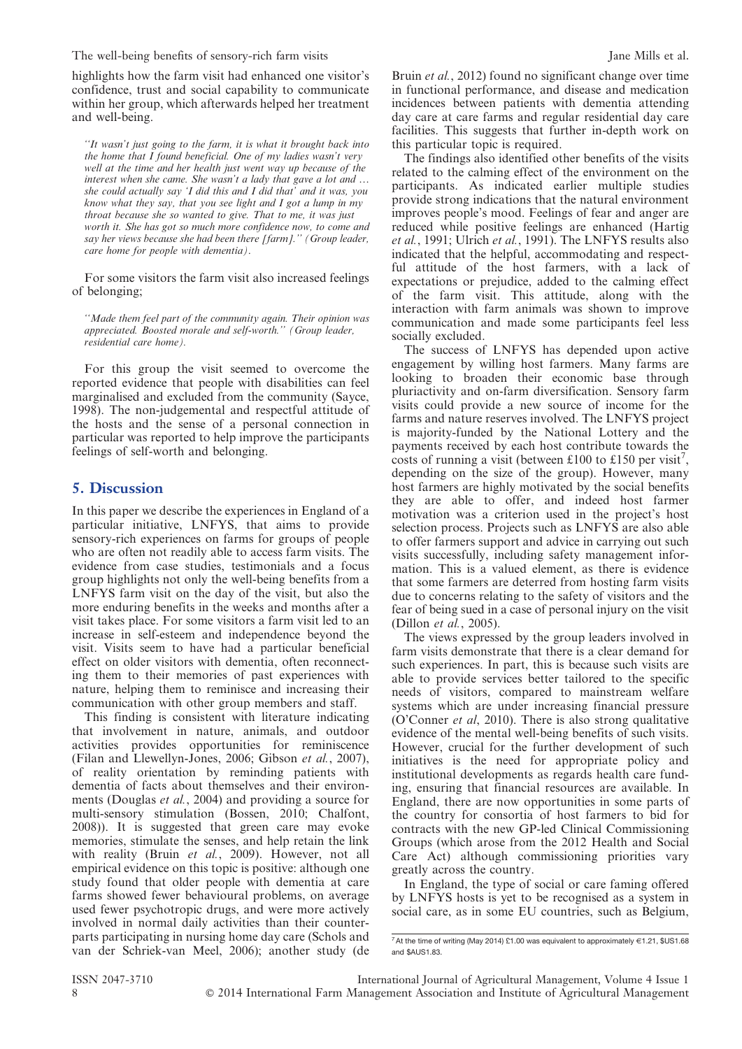highlights how the farm visit had enhanced one visitor's confidence, trust and social capability to communicate within her group, which afterwards helped her treatment and well-being.

> *''It wasn't just going to the farm, it is what it brought back into the home that I found beneficial. One of my ladies wasn't very well at the time and her health just went way up because of the interest when she came. She wasn't a lady that gave a lot and … she could actually say 'I did this and I did that' and it was, you know what they say, that you see light and I got a lump in my throat because she so wanted to give. That to me, it was just worth it. She has got so much more confidence now, to come and say her views because she had been there [farm].'' (Group leader, care home for people with dementia).*

For some visitors the farm visit also increased feelings of belonging;

> *''Made them feel part of the community again. Their opinion was appreciated. Boosted morale and self-worth.'' (Group leader, residential care home).*

For this group the visit seemed to overcome the reported evidence that people with disabilities can feel marginalised and excluded from the community (Sayce, 1998). The non-judgemental and respectful attitude of the hosts and the sense of a personal connection in particular was reported to help improve the participants feelings of self-worth and belonging.

## 5. Discussion

In this paper we describe the experiences in England of a particular initiative, LNFYS, that aims to provide sensory-rich experiences on farms for groups of people who are often not readily able to access farm visits. The evidence from case studies, testimonials and a focus group highlights not only the well-being benefits from a LNFYS farm visit on the day of the visit, but also the more enduring benefits in the weeks and months after a visit takes place. For some visitors a farm visit led to an increase in self-esteem and independence beyond the visit. Visits seem to have had a particular beneficial effect on older visitors with dementia, often reconnecting them to their memories of past experiences with nature, helping them to reminisce and increasing their communication with other group members and staff.

This finding is consistent with literature indicating that involvement in nature, animals, and outdoor activities provides opportunities for reminiscence (Filan and Llewellyn-Jones, 2006; Gibson *et al.*, 2007), of reality orientation by reminding patients with dementia of facts about themselves and their environments (Douglas *et al.*, 2004) and providing a source for multi-sensory stimulation (Bossen, 2010; Chalfont, 2008)). It is suggested that green care may evoke memories, stimulate the senses, and help retain the link with reality (Bruin *et al.*, 2009). However, not all empirical evidence on this topic is positive: although one study found that older people with dementia at care farms showed fewer behavioural problems, on average used fewer psychotropic drugs, and were more actively involved in normal daily activities than their counterparts participating in nursing home day care (Schols and van der Schriek-van Meel, 2006); another study (de Bruin *et al.*, 2012) found no significant change over time in functional performance, and disease and medication incidences between patients with dementia attending day care at care farms and regular residential day care facilities. This suggests that further in-depth work on this particular topic is required.

The findings also identified other benefits of the visits related to the calming effect of the environment on the participants. As indicated earlier multiple studies provide strong indications that the natural environment improves people's mood. Feelings of fear and anger are reduced while positive feelings are enhanced (Hartig *et al.*, 1991; Ulrich *et al.*, 1991). The LNFYS results also indicated that the helpful, accommodating and respectful attitude of the host farmers, with a lack of expectations or prejudice, added to the calming effect of the farm visit. This attitude, along with the interaction with farm animals was shown to improve communication and made some participants feel less socially excluded.

The success of LNFYS has depended upon active engagement by willing host farmers. Many farms are looking to broaden their economic base through pluriactivity and on-farm diversification. Sensory farm visits could provide a new source of income for the farms and nature reserves involved. The LNFYS project is majority-funded by the National Lottery and the payments received by each host contribute towards the costs of running a visit (between £100 to £150 per visit[7], depending on the size of the group). However, many host farmers are highly motivated by the social benefits they are able to offer, and indeed host farmer motivation was a criterion used in the project's host selection process. Projects such as LNFYS are also able to offer farmers support and advice in carrying out such visits successfully, including safety management information. This is a valued element, as there is evidence that some farmers are deterred from hosting farm visits due to concerns relating to the safety of visitors and the fear of being sued in a case of personal injury on the visit (Dillon *et al.*, 2005).

The views expressed by the group leaders involved in farm visits demonstrate that there is a clear demand for such experiences. In part, this is because such visits are able to provide services better tailored to the specific needs of visitors, compared to mainstream welfare systems which are under increasing financial pressure (O'Conner *et al*, 2010). There is also strong qualitative evidence of the mental well-being benefits of such visits. However, crucial for the further development of such initiatives is the need for appropriate policy and institutional developments as regards health care funding, ensuring that financial resources are available. In England, there are now opportunities in some parts of the country for consortia of host farmers to bid for contracts with the new GP-led Clinical Commissioning Groups (which arose from the 2012 Health and Social Care Act) although commissioning priorities vary greatly across the country.

In England, the type of social or care faming offered by LNFYS hosts is yet to be recognised as a system in social care, as in some EU countries, such as Belgium,

[7] At the time of writing (May 2014) £1.00 was equivalent to approximately €1.21, $US1.68 and $AUS1.83.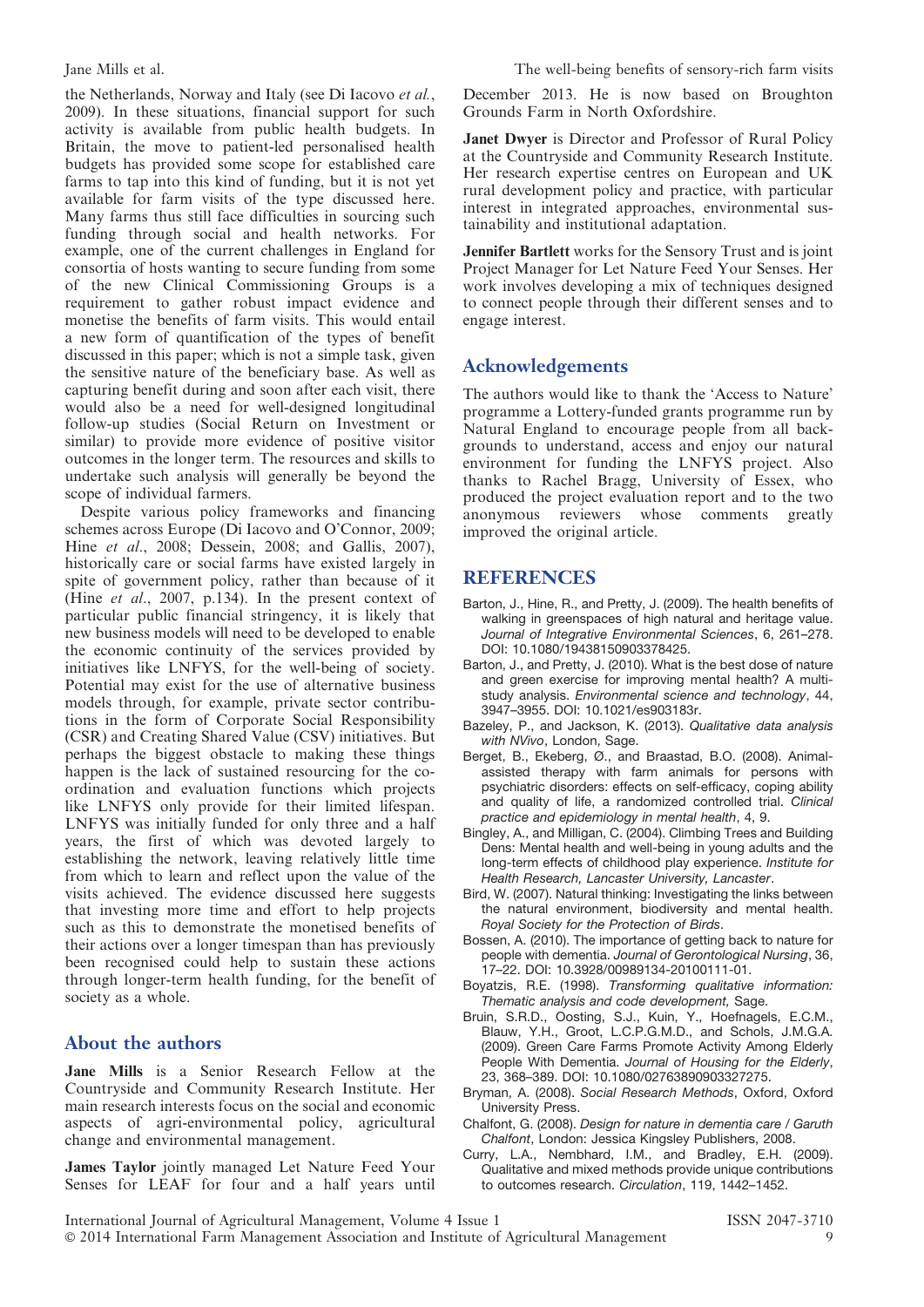the Netherlands, Norway and Italy (see Di Iacovo *et al.*, 2009). In these situations, financial support for such activity is available from public health budgets. In Britain, the move to patient-led personalised health budgets has provided some scope for established care farms to tap into this kind of funding, but it is not yet available for farm visits of the type discussed here. Many farms thus still face difficulties in sourcing such funding through social and health networks. For example, one of the current challenges in England for consortia of hosts wanting to secure funding from some of the new Clinical Commissioning Groups is a requirement to gather robust impact evidence and monetise the benefits of farm visits. This would entail a new form of quantification of the types of benefit discussed in this paper; which is not a simple task, given the sensitive nature of the beneficiary base. As well as capturing benefit during and soon after each visit, there would also be a need for well-designed longitudinal follow-up studies (Social Return on Investment or similar) to provide more evidence of positive visitor outcomes in the longer term. The resources and skills to undertake such analysis will generally be beyond the scope of individual farmers.

Despite various policy frameworks and financing schemes across Europe (Di Iacovo and O'Connor, 2009; Hine *et al.*, 2008; Dessein, 2008; and Gallis, 2007), historically care or social farms have existed largely in spite of government policy, rather than because of it (Hine *et al.*, 2007, p.134). In the present context of particular public financial stringency, it is likely that new business models will need to be developed to enable the economic continuity of the services provided by initiatives like LNFYS, for the well-being of society. Potential may exist for the use of alternative business models through, for example, private sector contributions in the form of Corporate Social Responsibility (CSR) and Creating Shared Value (CSV) initiatives. But perhaps the biggest obstacle to making these things happen is the lack of sustained resourcing for the co-ordination and evaluation functions which projects like LNFYS only provide for their limited lifespan. LNFYS was initially funded for only three and a half years, the first of which was devoted largely to establishing the network, leaving relatively little time from which to learn and reflect upon the value of the visits achieved. The evidence discussed here suggests that investing more time and effort to help projects such as this to demonstrate the monetised benefits of their actions over a longer timespan than has previously been recognised could help to sustain these actions through longer-term health funding, for the benefit of society as a whole.

## About the authors

**Jane Mills** is a Senior Research Fellow at the Countryside and Community Research Institute. Her main research interests focus on the social and economic aspects of agri-environmental policy, agricultural change and environmental management.

**James Taylor** jointly managed Let Nature Feed Your Senses for LEAF for four and a half years until December 2013. He is now based on Broughton Grounds Farm in North Oxfordshire.

**Janet Dwyer** is Director and Professor of Rural Policy at the Countryside and Community Research Institute. Her research expertise centres on European and UK rural development policy and practice, with particular interest in integrated approaches, environmental sustainability and institutional adaptation.

**Jennifer Bartlett** works for the Sensory Trust and is joint Project Manager for Let Nature Feed Your Senses. Her work involves developing a mix of techniques designed to connect people through their different senses and to engage interest.

## Acknowledgements

The authors would like to thank the 'Access to Nature' programme a Lottery-funded grants programme run by Natural England to encourage people from all backgrounds to understand, access and enjoy our natural environment for funding the LNFYS project. Also thanks to Rachel Bragg, University of Essex, who produced the project evaluation report and to the two anonymous reviewers whose comments greatly improved the original article.

## REFERENCES

Barton, J., Hine, R., and Pretty, J. (2009). The health benefits of walking in greenspaces of high natural and heritage value. *Journal of Integrative Environmental Sciences*, 6, 261–278. DOI: 10.1080/19438150903378425.

Barton, J., and Pretty, J. (2010). What is the best dose of nature and green exercise for improving mental health? A multi-study analysis. *Environmental science and technology*, 44, 3947–3955. DOI: 10.1021/es903183r.

Bazeley, P., and Jackson, K. (2013). *Qualitative data analysis with NVivo*, London, Sage.

Berget, B., Ekeberg, Ø., and Braastad, B.O. (2008). Animal-assisted therapy with farm animals for persons with psychiatric disorders: effects on self-efficacy, coping ability and quality of life, a randomized controlled trial. *Clinical practice and epidemiology in mental health*, 4, 9.

Bingley, A., and Milligan, C. (2004). Climbing Trees and Building Dens: Mental health and well-being in young adults and the long-term effects of childhood play experience. *Institute for Health Research, Lancaster University, Lancaster*.

Bird, W. (2007). Natural thinking: Investigating the links between the natural environment, biodiversity and mental health. *Royal Society for the Protection of Birds*.

Bossen, A. (2010). The importance of getting back to nature for people with dementia. *Journal of Gerontological Nursing*, 36, 17–22. DOI: 10.3928/00989134-20100111-01.

Boyatzis, R.E. (1998). *Transforming qualitative information: Thematic analysis and code development,* Sage.

Bruin, S.R.D., Oosting, S.J., Kuin, Y., Hoefnagels, E.C.M., Blauw, Y.H., Groot, L.C.P.G.M.D., and Schols, J.M.G.A. (2009). Green Care Farms Promote Activity Among Elderly People With Dementia. *Journal of Housing for the Elderly*, 23, 368–389. DOI: 10.1080/02763890903327275.

Bryman, A. (2008). *Social Research Methods*, Oxford, Oxford University Press.

Chalfont, G. (2008). *Design for nature in dementia care / Garuth Chalfont*, London: Jessica Kingsley Publishers, 2008.

Curry, L.A., Nembhard, I.M., and Bradley, E.H. (2009). Qualitative and mixed methods provide unique contributions to outcomes research. *Circulation*, 119, 1442–1452.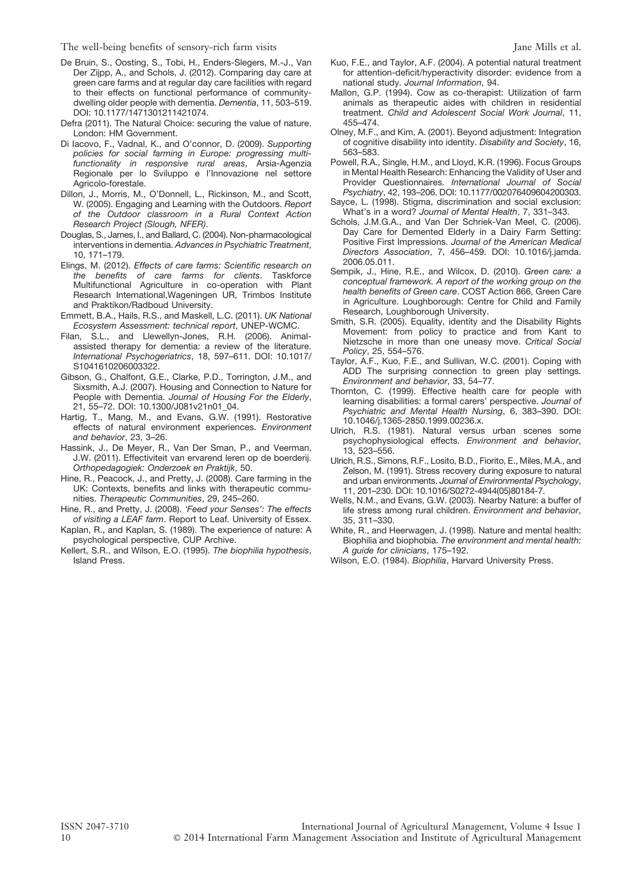De Bruin, S., Oosting, S., Tobi, H., Enders-Slegers, M.-J., Van Der Zijpp, A., and Schols, J. (2012). Comparing day care at green care farms and at regular day care facilities with regard to their effects on functional performance of community-dwelling older people with dementia. *Dementia*, 11, 503–519. DOI: 10.1177/1471301211421074.

Defra (2011). The Natural Choice: securing the value of nature. London: HM Government.

Di Iacovo, F., Vadnal, K., and O'connor, D. (2009). *Supporting policies for social farming in Europe: progressing multi-functionality in responsive rural areas*, Arsia-Agenzia Regionale per lo Sviluppo e l'Innovazione nel settore Agricolo-forestale.

Dillon, J., Morris, M., O'Donnell, L., Rickinson, M., and Scott, W. (2005). Engaging and Learning with the Outdoors. *Report of the Outdoor classroom in a Rural Context Action Research Project (Slough, NFER).*

Douglas, S., James, I., and Ballard, C. (2004). Non-pharmacological interventions in dementia. *Advances in Psychiatric Treatment*, 10, 171–179.

Elings, M. (2012). *Effects of care farms: Scientific research on the benefits of care farms for clients*. Taskforce Multifunctional Agriculture in co-operation with Plant Research International,Wageningen UR, Trimbos Institute and Praktikon/Radboud University.

Emmett, B.A., Hails, R.S., and Maskell, L.C. (2011). *UK National Ecosystem Assessment: technical report*, UNEP-WCMC.

Filan, S.L., and Llewellyn-Jones, R.H. (2006). Animal-assisted therapy for dementia: a review of the literature. *International Psychogeriatrics*, 18, 597–611. DOI: 10.1017/S1041610206003322.

Gibson, G., Chalfont, G.E., Clarke, P.D., Torrington, J.M., and Sixsmith, A.J. (2007). Housing and Connection to Nature for People with Dementia. *Journal of Housing For the Elderly*, 21, 55–72. DOI: 10.1300/J081v21n01_04.

Hartig, T., Mang, M., and Evans, G.W. (1991). Restorative effects of natural environment experiences. *Environment and behavior*, 23, 3–26.

Hassink, J., De Meyer, R., Van Der Sman, P., and Veerman, J.W. (2011). Effectiviteit van ervarend leren op de boerderij. *Orthopedagogiek: Onderzoek en Praktijk*, 50.

Hine, R., Peacock, J., and Pretty, J. (2008). Care farming in the UK: Contexts, benefits and links with therapeutic communities. *Therapeutic Communities*, 29, 245–260.

Hine, R., and Pretty, J. (2008). *'Feed your Senses': The effects of visiting a LEAF farm*. Report to Leaf. University of Essex.

Kaplan, R., and Kaplan, S. (1989). The experience of nature: A psychological perspective, CUP Archive.

Kellert, S.R., and Wilson, E.O. (1995). *The biophilia hypothesis*, Island Press.

Kuo, F.E., and Taylor, A.F. (2004). A potential natural treatment for attention-deficit/hyperactivity disorder: evidence from a national study. *Journal Information*, 94.

Mallon, G.P. (1994). Cow as co-therapist: Utilization of farm animals as therapeutic aides with children in residential treatment. *Child and Adolescent Social Work Journal*, 11, 455–474.

Olney, M.F., and Kim, A. (2001). Beyond adjustment: Integration of cognitive disability into identity. *Disability and Society*, 16, 563–583.

Powell, R.A., Single, H.M., and Lloyd, K.R. (1996). Focus Groups in Mental Health Research: Enhancing the Validity of User and Provider Questionnaires. *International Journal of Social Psychiatry*, 42, 193–206. DOI: 10.1177/002076409604200303.

Sayce, L. (1998). Stigma, discrimination and social exclusion: What's in a word? *Journal of Mental Health*, 7, 331–343.

Schols, J.M.G.A., and Van Der Schriek-Van Meel, C. (2006). Day Care for Demented Elderly in a Dairy Farm Setting: Positive First Impressions. *Journal of the American Medical Directors Association*, 7, 456–459. DOI: 10.1016/j.jamda.2006.05.011.

Sempik, J., Hine, R.E., and Wilcox, D. (2010). *Green care: a conceptual framework. A report of the working group on the health benefits of Green care*. COST Action 866, Green Care in Agriculture. Loughborough: Centre for Child and Family Research, Loughborough University.

Smith, S.R. (2005). Equality, identity and the Disability Rights Movement: from policy to practice and from Kant to Nietzsche in more than one uneasy move. *Critical Social Policy*, 25, 554–576.

Taylor, A.F., Kuo, F.E., and Sullivan, W.C. (2001). Coping with ADD The surprising connection to green play settings. *Environment and behavior*, 33, 54–77.

Thornton, C. (1999). Effective health care for people with learning disabilities: a formal carers' perspective. *Journal of Psychiatric and Mental Health Nursing*, 6, 383–390. DOI: 10.1046/j.1365-2850.1999.00236.x.

Ulrich, R.S. (1981). Natural versus urban scenes some psychophysiological effects. *Environment and behavior*, 13, 523–556.

Ulrich, R.S., Simons, R.F., Losito, B.D., Fiorito, E., Miles, M.A., and Zelson, M. (1991). Stress recovery during exposure to natural and urban environments. *Journal of Environmental Psychology*, 11, 201–230. DOI: 10.1016/S0272-4944(05)80184-7.

Wells, N.M., and Evans, G.W. (2003). Nearby Nature: a buffer of life stress among rural children. *Environment and behavior*, 35, 311–330.

White, R., and Heerwagen, J. (1998). Nature and mental health: Biophilia and biophobia. *The environment and mental health: A guide for clinicians*, 175–192.

Wilson, E.O. (1984). *Biophilia*, Harvard University Press.